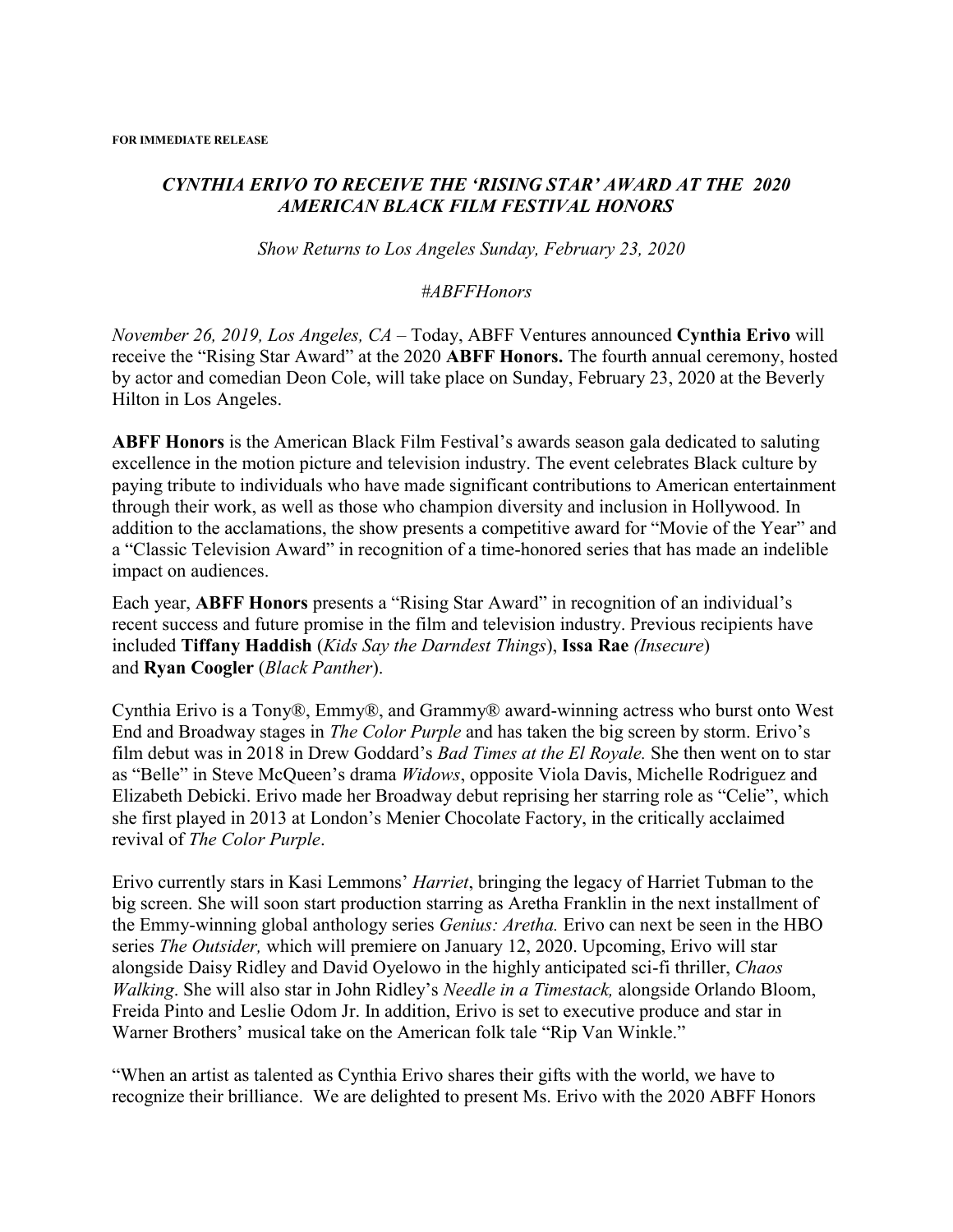**FOR IMMEDIATE RELEASE**

# *CYNTHIA ERIVO TO RECEIVE THE 'RISING STAR' AWARD AT THE 2020 AMERICAN BLACK FILM FESTIVAL HONORS*

*Show Returns to Los Angeles Sunday, February 23, 2020*

*#ABFFHonors*

*November 26, 2019, Los Angeles, CA* – Today, ABFF Ventures announced **Cynthia Erivo** will receive the "Rising Star Award" at the 2020 **ABFF Honors.** The fourth annual ceremony, hosted by actor and comedian Deon Cole, will take place on Sunday, February 23, 2020 at the Beverly Hilton in Los Angeles.

**ABFF Honors** is the American Black Film Festival's awards season gala dedicated to saluting excellence in the motion picture and television industry. The event celebrates Black culture by paying tribute to individuals who have made significant contributions to American entertainment through their work, as well as those who champion diversity and inclusion in Hollywood. In addition to the acclamations, the show presents a competitive award for "Movie of the Year" and a "Classic Television Award" in recognition of a time-honored series that has made an indelible impact on audiences.

Each year, **ABFF Honors** presents a "Rising Star Award" in recognition of an individual's recent success and future promise in the film and television industry. Previous recipients have included **Tiffany Haddish** (*Kids Say the Darndest Things*), **Issa Rae** *(Insecure*) and **Ryan Coogler** (*Black Panther*).

Cynthia Erivo is a Tony®, Emmy®, and Grammy® award-winning actress who burst onto West End and Broadway stages in *The Color Purple* and has taken the big screen by storm. Erivo's film debut was in 2018 in Drew Goddard's *Bad Times at the El Royale.* She then went on to star as "Belle" in Steve McQueen's drama *Widows*, opposite Viola Davis, Michelle Rodriguez and Elizabeth Debicki. Erivo made her Broadway debut reprising her starring role as "Celie", which she first played in 2013 at London's Menier Chocolate Factory, in the critically acclaimed revival of *The Color Purple*.

Erivo currently stars in Kasi Lemmons' *Harriet*, bringing the legacy of Harriet Tubman to the big screen. She will soon start production starring as Aretha Franklin in the next installment of the Emmy-winning global anthology series *Genius: Aretha.* Erivo can next be seen in the HBO series *The Outsider,* which will premiere on January 12, 2020. Upcoming, Erivo will star alongside Daisy Ridley and David Oyelowo in the highly anticipated sci-fi thriller, *Chaos Walking*. She will also star in John Ridley's *Needle in a Timestack,* alongside Orlando Bloom, Freida Pinto and Leslie Odom Jr. In addition, Erivo is set to executive produce and star in Warner Brothers' musical take on the American folk tale "Rip Van Winkle."

"When an artist as talented as Cynthia Erivo shares their gifts with the world, we have to recognize their brilliance. We are delighted to present Ms. Erivo with the 2020 ABFF Honors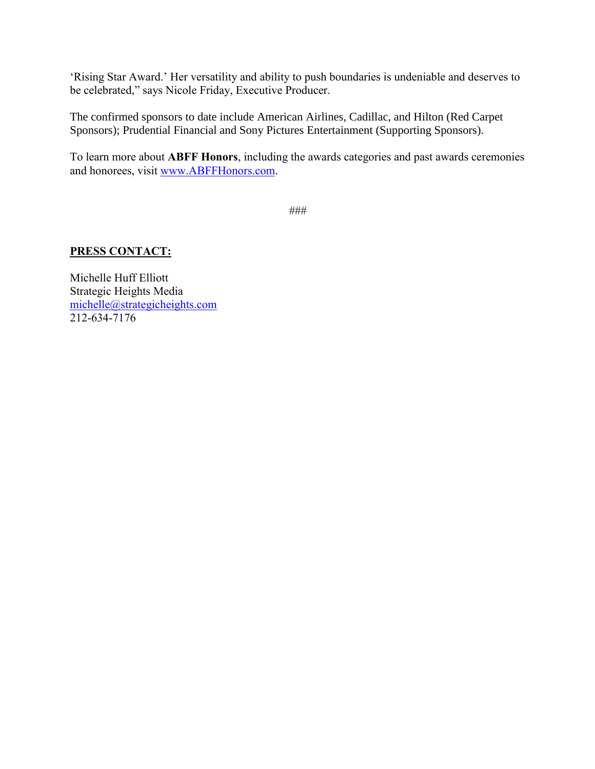'Rising Star Award.' Her versatility and ability to push boundaries is undeniable and deserves to be celebrated," says Nicole Friday, Executive Producer.

The confirmed sponsors to date include American Airlines, Cadillac, and Hilton (Red Carpet Sponsors); Prudential Financial and Sony Pictures Entertainment (Supporting Sponsors).

To learn more about **ABFF Honors**, including the awards categories and past awards ceremonies and honorees, visit [www.ABFFHonors.com](http://www.ABFFHonors.com).

###

**PRESS CONTACT:**

Michelle Huff Elliott
Strategic Heights Media
[michelle@strategicheights.com](mailto:michelle@strategicheights.com)
212-634-7176